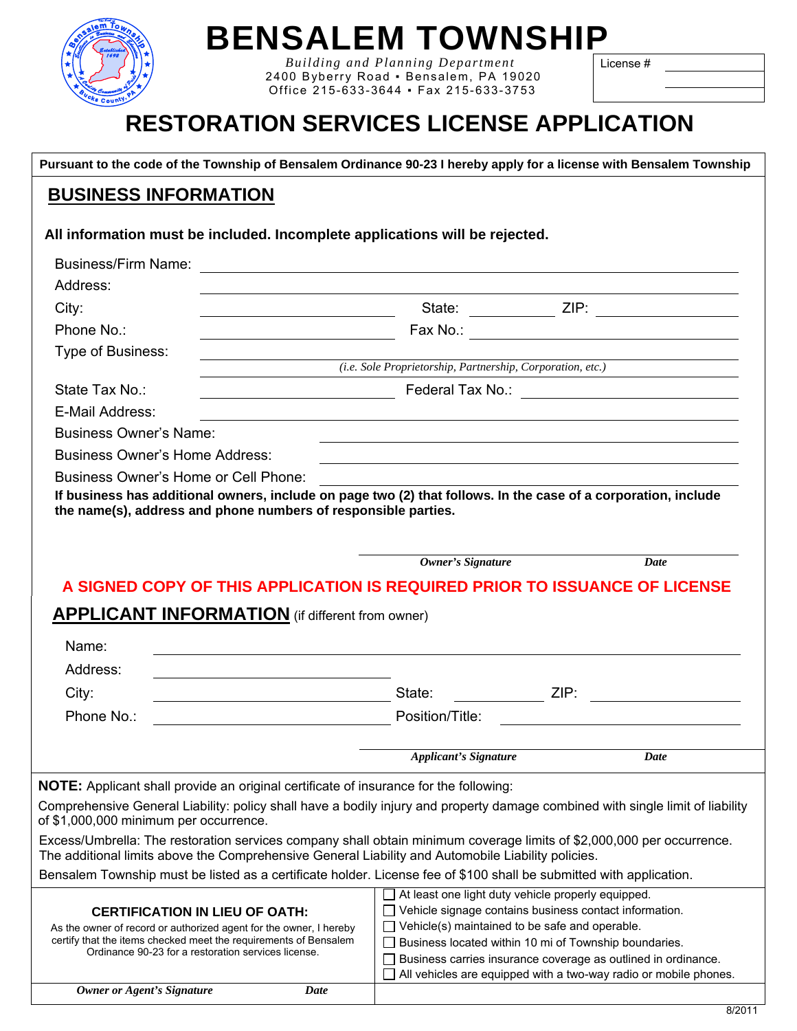# BENSALEM TOWNSHIP

*Building and Planning Department*
2400 Byberry Road • Bensalem, PA 19020
Office 215-633-3644 • Fax 215-633-3753

License # \_\_\_\_\_\_\_\_\_\_

# RESTORATION SERVICES LICENSE APPLICATION

**Pursuant to the code of the Township of Bensalem Ordinance 90-23 I hereby apply for a license with Bensalem Township**

## BUSINESS INFORMATION

**All information must be included. Incomplete applications will be rejected.**

Business/Firm Name: \_\_\_\_\_\_\_\_\_\_\_\_\_\_\_\_\_\_\_\_

Address: \_\_\_\_\_\_\_\_\_\_\_\_\_\_\_\_\_\_\_\_

City: \_\_\_\_\_\_\_\_\_\_ State: \_\_\_\_\_\_ ZIP: \_\_\_\_\_\_

Phone No.: \_\_\_\_\_\_\_\_\_\_ Fax No.: \_\_\_\_\_\_\_\_\_\_

Type of Business: \_\_\_\_\_\_\_\_\_\_\_\_\_\_\_\_\_\_\_\_
*(i.e. Sole Proprietorship, Partnership, Corporation, etc.)*

State Tax No.: \_\_\_\_\_\_\_\_\_\_ Federal Tax No.: \_\_\_\_\_\_\_\_\_\_

E-Mail Address: \_\_\_\_\_\_\_\_\_\_\_\_\_\_\_\_\_\_\_\_

Business Owner's Name: \_\_\_\_\_\_\_\_\_\_\_\_\_\_\_\_\_\_\_\_

Business Owner's Home Address: \_\_\_\_\_\_\_\_\_\_\_\_\_\_\_\_\_\_\_\_

Business Owner's Home or Cell Phone: \_\_\_\_\_\_\_\_\_\_\_\_\_\_\_\_\_\_\_\_

**If business has additional owners, include on page two (2) that follows. In the case of a corporation, include the name(s), address and phone numbers of responsible parties.**

\_\_\_\_\_\_\_\_\_\_\_\_\_\_\_\_\_\_\_\_\_\_\_\_\_\_\_\_\_\_
***Owner's Signature*** ***Date***

**A SIGNED COPY OF THIS APPLICATION IS REQUIRED PRIOR TO ISSUANCE OF LICENSE**

## APPLICANT INFORMATION (if different from owner)

Name: \_\_\_\_\_\_\_\_\_\_\_\_\_\_\_\_\_\_\_\_

Address: \_\_\_\_\_\_\_\_\_\_\_\_\_\_\_\_\_\_\_\_

City: \_\_\_\_\_\_\_\_\_\_ State: \_\_\_\_\_\_ ZIP: \_\_\_\_\_\_

Phone No.: \_\_\_\_\_\_\_\_\_\_ Position/Title: \_\_\_\_\_\_\_\_\_\_

\_\_\_\_\_\_\_\_\_\_\_\_\_\_\_\_\_\_\_\_\_\_\_\_\_\_\_\_\_\_
***Applicant's Signature*** ***Date***

**NOTE:** Applicant shall provide an original certificate of insurance for the following:

Comprehensive General Liability: policy shall have a bodily injury and property damage combined with single limit of liability of $1,000,000 minimum per occurrence.

Excess/Umbrella: The restoration services company shall obtain minimum coverage limits of $2,000,000 per occurrence. The additional limits above the Comprehensive General Liability and Automobile Liability policies.

Bensalem Township must be listed as a certificate holder. License fee of $100 shall be submitted with application.

### CERTIFICATION IN LIEU OF OATH:

As the owner of record or authorized agent for the owner, I hereby certify that the items checked meet the requirements of Bensalem Ordinance 90-23 for a restoration services license.

- ☐ At least one light duty vehicle properly equipped.
- ☐ Vehicle signage contains business contact information.
- ☐ Vehicle(s) maintained to be safe and operable.
- ☐ Business located within 10 mi of Township boundaries.
- ☐ Business carries insurance coverage as outlined in ordinance.
- ☐ All vehicles are equipped with a two-way radio or mobile phones.

\_\_\_\_\_\_\_\_\_\_\_\_\_\_\_\_\_\_\_\_\_\_\_\_\_\_\_\_\_\_
***Owner or Agent's Signature*** ***Date***

8/2011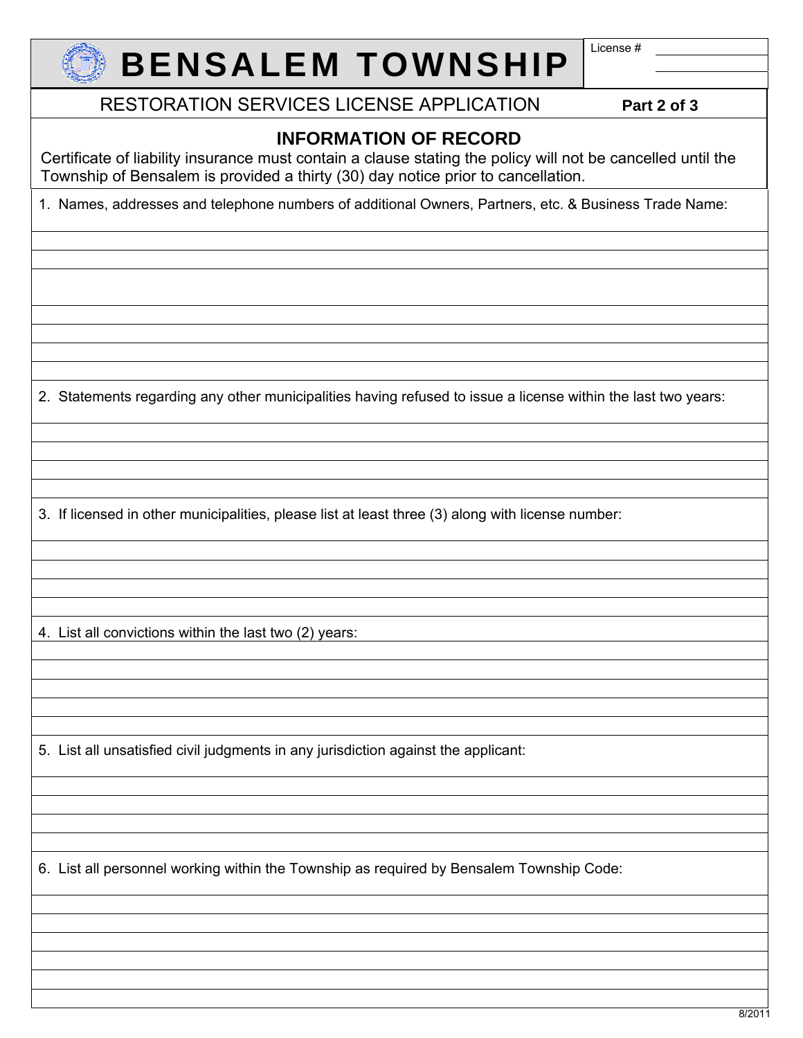# BENSALEM TOWNSHIP

License # ____________

## RESTORATION SERVICES LICENSE APPLICATION

**Part 2 of 3**

### INFORMATION OF RECORD

Certificate of liability insurance must contain a clause stating the policy will not be cancelled until the Township of Bensalem is provided a thirty (30) day notice prior to cancellation.

1. Names, addresses and telephone numbers of additional Owners, Partners, etc. & Business Trade Name:

2. Statements regarding any other municipalities having refused to issue a license within the last two years:

3. If licensed in other municipalities, please list at least three (3) along with license number:

4. List all convictions within the last two (2) years:

5. List all unsatisfied civil judgments in any jurisdiction against the applicant:

6. List all personnel working within the Township as required by Bensalem Township Code:

8/2011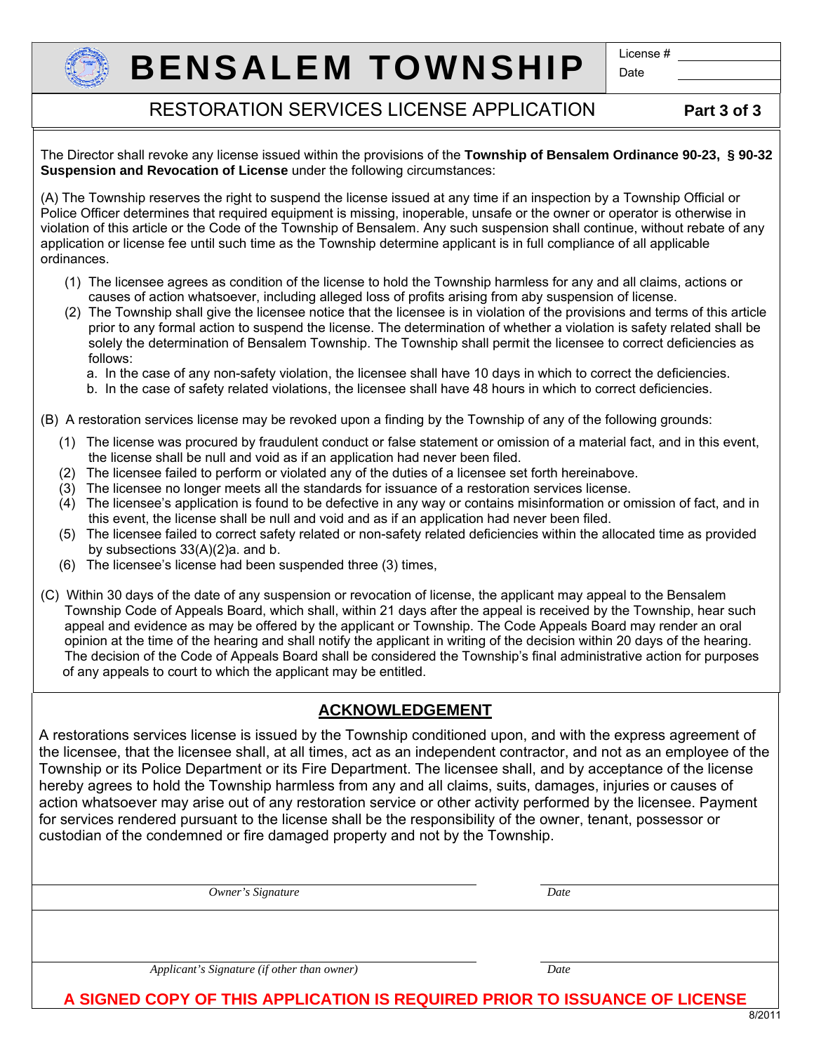# BENSALEM TOWNSHIP

License # ____________

Date ____________

## RESTORATION SERVICES LICENSE APPLICATION

**Part 3 of 3**

The Director shall revoke any license issued within the provisions of the **Township of Bensalem Ordinance 90-23, § 90-32 Suspension and Revocation of License** under the following circumstances:

(A) The Township reserves the right to suspend the license issued at any time if an inspection by a Township Official or Police Officer determines that required equipment is missing, inoperable, unsafe or the owner or operator is otherwise in violation of this article or the Code of the Township of Bensalem. Any such suspension shall continue, without rebate of any application or license fee until such time as the Township determine applicant is in full compliance of all applicable ordinances.

- (1) The licensee agrees as condition of the license to hold the Township harmless for any and all claims, actions or causes of action whatsoever, including alleged loss of profits arising from aby suspension of license.
- (2) The Township shall give the licensee notice that the licensee is in violation of the provisions and terms of this article prior to any formal action to suspend the license. The determination of whether a violation is safety related shall be solely the determination of Bensalem Township. The Township shall permit the licensee to correct deficiencies as follows:
  - a. In the case of any non-safety violation, the licensee shall have 10 days in which to correct the deficiencies.
  - b. In the case of safety related violations, the licensee shall have 48 hours in which to correct deficiencies.

(B) A restoration services license may be revoked upon a finding by the Township of any of the following grounds:

- (1) The license was procured by fraudulent conduct or false statement or omission of a material fact, and in this event, the license shall be null and void as if an application had never been filed.
- (2) The licensee failed to perform or violated any of the duties of a licensee set forth hereinabove.
- (3) The licensee no longer meets all the standards for issuance of a restoration services license.
- (4) The licensee's application is found to be defective in any way or contains misinformation or omission of fact, and in this event, the license shall be null and void and as if an application had never been filed.
- (5) The licensee failed to correct safety related or non-safety related deficiencies within the allocated time as provided by subsections 33(A)(2)a. and b.
- (6) The licensee's license had been suspended three (3) times,

(C) Within 30 days of the date of any suspension or revocation of license, the applicant may appeal to the Bensalem Township Code of Appeals Board, which shall, within 21 days after the appeal is received by the Township, hear such appeal and evidence as may be offered by the applicant or Township. The Code Appeals Board may render an oral opinion at the time of the hearing and shall notify the applicant in writing of the decision within 20 days of the hearing. The decision of the Code of Appeals Board shall be considered the Township's final administrative action for purposes of any appeals to court to which the applicant may be entitled.

## ACKNOWLEDGEMENT

A restorations services license is issued by the Township conditioned upon, and with the express agreement of the licensee, that the licensee shall, at all times, act as an independent contractor, and not as an employee of the Township or its Police Department or its Fire Department. The licensee shall, and by acceptance of the license hereby agrees to hold the Township harmless from any and all claims, suits, damages, injuries or causes of action whatsoever may arise out of any restoration service or other activity performed by the licensee. Payment for services rendered pursuant to the license shall be the responsibility of the owner, tenant, possessor or custodian of the condemned or fire damaged property and not by the Township.

_________________________________ &nbsp;&nbsp;&nbsp; ____________________

*Owner's Signature* &nbsp;&nbsp;&nbsp; *Date*

_________________________________ &nbsp;&nbsp;&nbsp; ____________________

*Applicant's Signature (if other than owner)* &nbsp;&nbsp;&nbsp; *Date*

**A SIGNED COPY OF THIS APPLICATION IS REQUIRED PRIOR TO ISSUANCE OF LICENSE**

8/2011